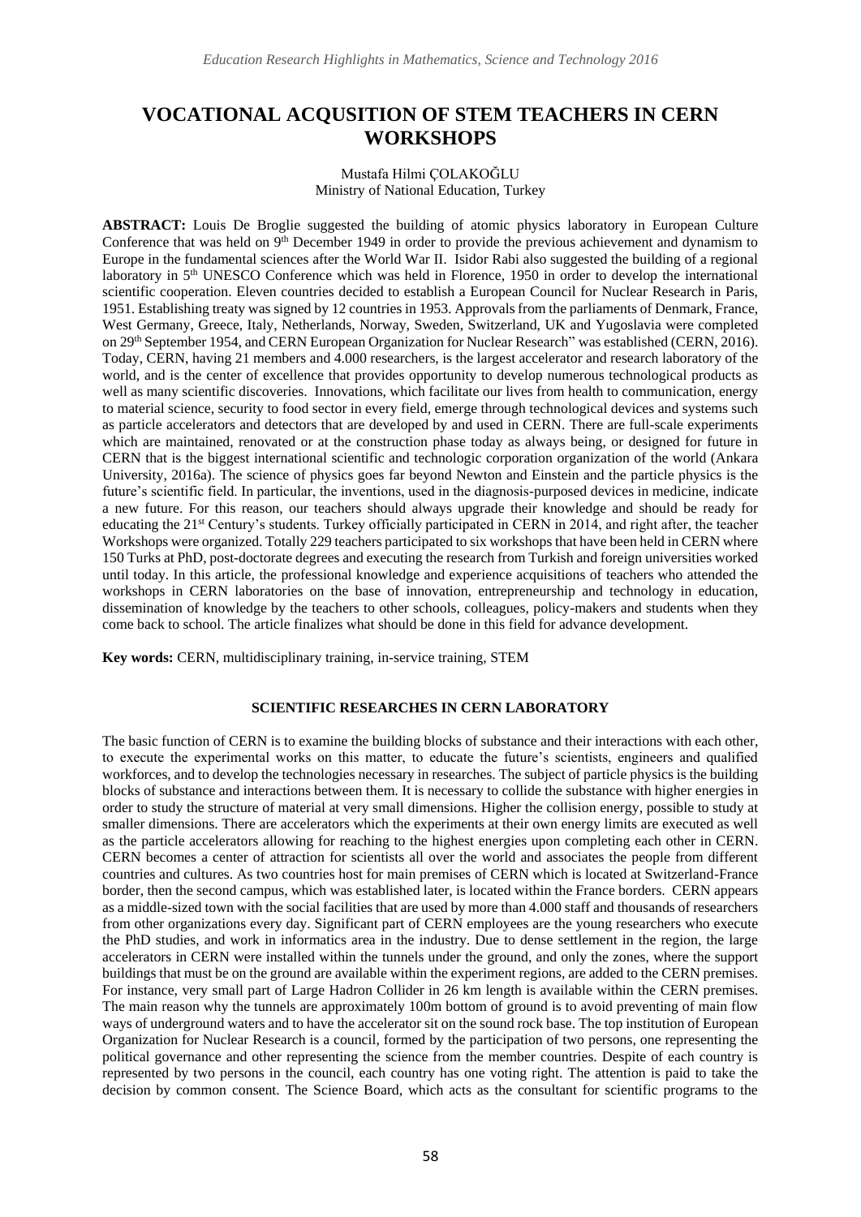# VOCATIONAL ACQUSITION OF STEM TEACHERS IN CERN WORKSHOPS

Mustafa Hilmi ÇOLAKOĞLU
Ministry of National Education, Turkey

**ABSTRACT:** Louis De Broglie suggested the building of atomic physics laboratory in European Culture Conference that was held on 9th December 1949 in order to provide the previous achievement and dynamism to Europe in the fundamental sciences after the World War II. Isidor Rabi also suggested the building of a regional laboratory in 5th UNESCO Conference which was held in Florence, 1950 in order to develop the international scientific cooperation. Eleven countries decided to establish a European Council for Nuclear Research in Paris, 1951. Establishing treaty was signed by 12 countries in 1953. Approvals from the parliaments of Denmark, France, West Germany, Greece, Italy, Netherlands, Norway, Sweden, Switzerland, UK and Yugoslavia were completed on 29th September 1954, and CERN European Organization for Nuclear Research" was established (CERN, 2016). Today, CERN, having 21 members and 4.000 researchers, is the largest accelerator and research laboratory of the world, and is the center of excellence that provides opportunity to develop numerous technological products as well as many scientific discoveries. Innovations, which facilitate our lives from health to communication, energy to material science, security to food sector in every field, emerge through technological devices and systems such as particle accelerators and detectors that are developed by and used in CERN. There are full-scale experiments which are maintained, renovated or at the construction phase today as always being, or designed for future in CERN that is the biggest international scientific and technologic corporation organization of the world (Ankara University, 2016a). The science of physics goes far beyond Newton and Einstein and the particle physics is the future's scientific field. In particular, the inventions, used in the diagnosis-purposed devices in medicine, indicate a new future. For this reason, our teachers should always upgrade their knowledge and should be ready for educating the 21st Century's students. Turkey officially participated in CERN in 2014, and right after, the teacher Workshops were organized. Totally 229 teachers participated to six workshops that have been held in CERN where 150 Turks at PhD, post-doctorate degrees and executing the research from Turkish and foreign universities worked until today. In this article, the professional knowledge and experience acquisitions of teachers who attended the workshops in CERN laboratories on the base of innovation, entrepreneurship and technology in education, dissemination of knowledge by the teachers to other schools, colleagues, policy-makers and students when they come back to school. The article finalizes what should be done in this field for advance development.

**Key words:** CERN, multidisciplinary training, in-service training, STEM

## SCIENTIFIC RESEARCHES IN CERN LABORATORY

The basic function of CERN is to examine the building blocks of substance and their interactions with each other, to execute the experimental works on this matter, to educate the future's scientists, engineers and qualified workforces, and to develop the technologies necessary in researches. The subject of particle physics is the building blocks of substance and interactions between them. It is necessary to collide the substance with higher energies in order to study the structure of material at very small dimensions. Higher the collision energy, possible to study at smaller dimensions. There are accelerators which the experiments at their own energy limits are executed as well as the particle accelerators allowing for reaching to the highest energies upon completing each other in CERN. CERN becomes a center of attraction for scientists all over the world and associates the people from different countries and cultures. As two countries host for main premises of CERN which is located at Switzerland-France border, then the second campus, which was established later, is located within the France borders. CERN appears as a middle-sized town with the social facilities that are used by more than 4.000 staff and thousands of researchers from other organizations every day. Significant part of CERN employees are the young researchers who execute the PhD studies, and work in informatics area in the industry. Due to dense settlement in the region, the large accelerators in CERN were installed within the tunnels under the ground, and only the zones, where the support buildings that must be on the ground are available within the experiment regions, are added to the CERN premises. For instance, very small part of Large Hadron Collider in 26 km length is available within the CERN premises. The main reason why the tunnels are approximately 100m bottom of ground is to avoid preventing of main flow ways of underground waters and to have the accelerator sit on the sound rock base. The top institution of European Organization for Nuclear Research is a council, formed by the participation of two persons, one representing the political governance and other representing the science from the member countries. Despite of each country is represented by two persons in the council, each country has one voting right. The attention is paid to take the decision by common consent. The Science Board, which acts as the consultant for scientific programs to the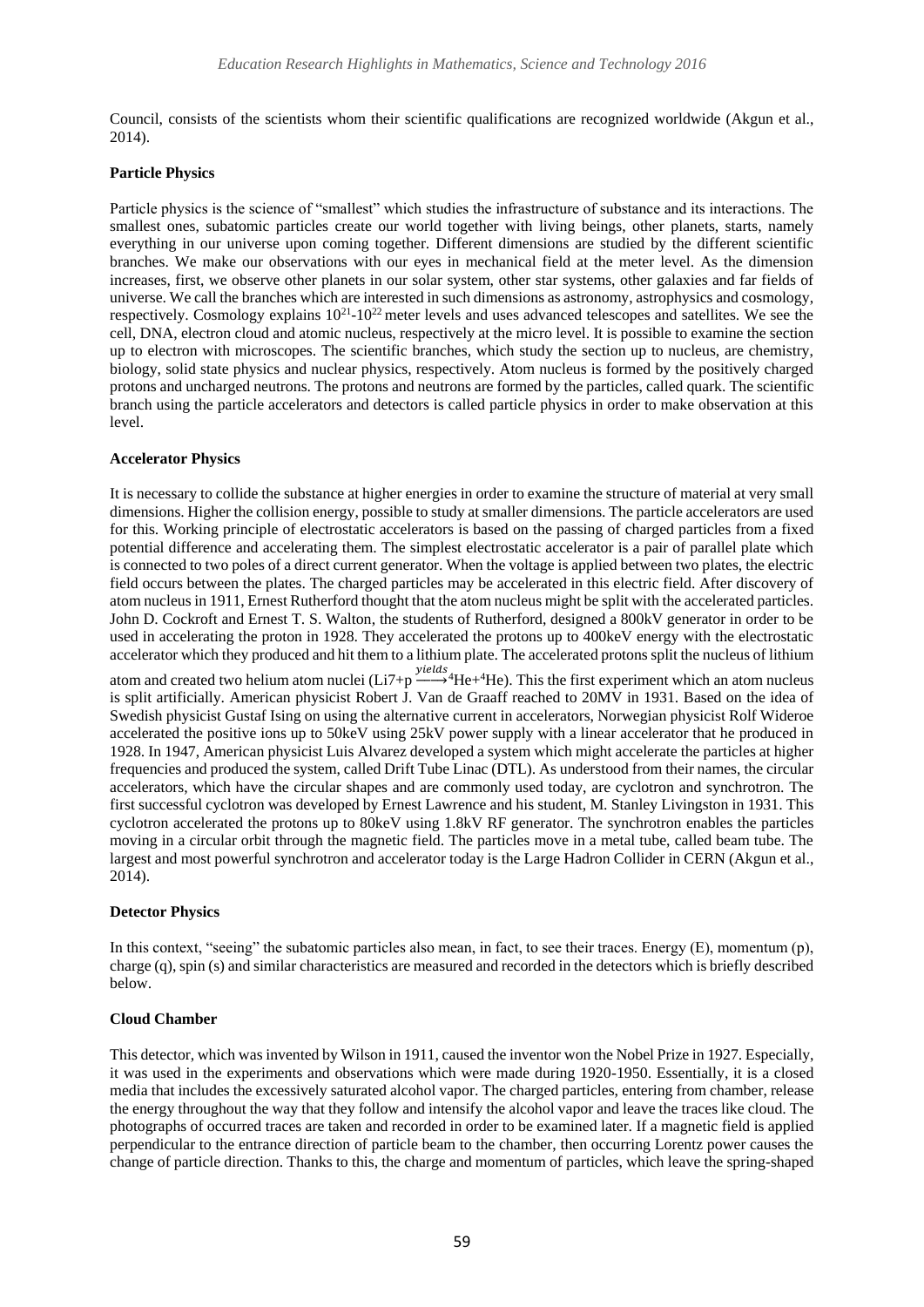Council, consists of the scientists whom their scientific qualifications are recognized worldwide (Akgun et al., 2014).

**Particle Physics**

Particle physics is the science of "smallest" which studies the infrastructure of substance and its interactions. The smallest ones, subatomic particles create our world together with living beings, other planets, starts, namely everything in our universe upon coming together. Different dimensions are studied by the different scientific branches. We make our observations with our eyes in mechanical field at the meter level. As the dimension increases, first, we observe other planets in our solar system, other star systems, other galaxies and far fields of universe. We call the branches which are interested in such dimensions as astronomy, astrophysics and cosmology, respectively. Cosmology explains $10^{21}$-$10^{22}$ meter levels and uses advanced telescopes and satellites. We see the cell, DNA, electron cloud and atomic nucleus, respectively at the micro level. It is possible to examine the section up to electron with microscopes. The scientific branches, which study the section up to nucleus, are chemistry, biology, solid state physics and nuclear physics, respectively. Atom nucleus is formed by the positively charged protons and uncharged neutrons. The protons and neutrons are formed by the particles, called quark. The scientific branch using the particle accelerators and detectors is called particle physics in order to make observation at this level.

**Accelerator Physics**

It is necessary to collide the substance at higher energies in order to examine the structure of material at very small dimensions. Higher the collision energy, possible to study at smaller dimensions. The particle accelerators are used for this. Working principle of electrostatic accelerators is based on the passing of charged particles from a fixed potential difference and accelerating them. The simplest electrostatic accelerator is a pair of parallel plate which is connected to two poles of a direct current generator. When the voltage is applied between two plates, the electric field occurs between the plates. The charged particles may be accelerated in this electric field. After discovery of atom nucleus in 1911, Ernest Rutherford thought that the atom nucleus might be split with the accelerated particles. John D. Cockroft and Ernest T. S. Walton, the students of Rutherford, designed a 800kV generator in order to be used in accelerating the proton in 1928. They accelerated the protons up to 400keV energy with the electrostatic accelerator which they produced and hit them to a lithium plate. The accelerated protons split the nucleus of lithium atom and created two helium atom nuclei (Li7+p $\xrightarrow{yields}$ $^{4}$He+$^{4}$He). This the first experiment which an atom nucleus is split artificially. American physicist Robert J. Van de Graaff reached to 20MV in 1931. Based on the idea of Swedish physicist Gustaf Ising on using the alternative current in accelerators, Norwegian physicist Rolf Wideroe accelerated the positive ions up to 50keV using 25kV power supply with a linear accelerator that he produced in 1928. In 1947, American physicist Luis Alvarez developed a system which might accelerate the particles at higher frequencies and produced the system, called Drift Tube Linac (DTL). As understood from their names, the circular accelerators, which have the circular shapes and are commonly used today, are cyclotron and synchrotron. The first successful cyclotron was developed by Ernest Lawrence and his student, M. Stanley Livingston in 1931. This cyclotron accelerated the protons up to 80keV using 1.8kV RF generator. The synchrotron enables the particles moving in a circular orbit through the magnetic field. The particles move in a metal tube, called beam tube. The largest and most powerful synchrotron and accelerator today is the Large Hadron Collider in CERN (Akgun et al., 2014).

**Detector Physics**

In this context, "seeing" the subatomic particles also mean, in fact, to see their traces. Energy (E), momentum (p), charge (q), spin (s) and similar characteristics are measured and recorded in the detectors which is briefly described below.

**Cloud Chamber**

This detector, which was invented by Wilson in 1911, caused the inventor won the Nobel Prize in 1927. Especially, it was used in the experiments and observations which were made during 1920-1950. Essentially, it is a closed media that includes the excessively saturated alcohol vapor. The charged particles, entering from chamber, release the energy throughout the way that they follow and intensify the alcohol vapor and leave the traces like cloud. The photographs of occurred traces are taken and recorded in order to be examined later. If a magnetic field is applied perpendicular to the entrance direction of particle beam to the chamber, then occurring Lorentz power causes the change of particle direction. Thanks to this, the charge and momentum of particles, which leave the spring-shaped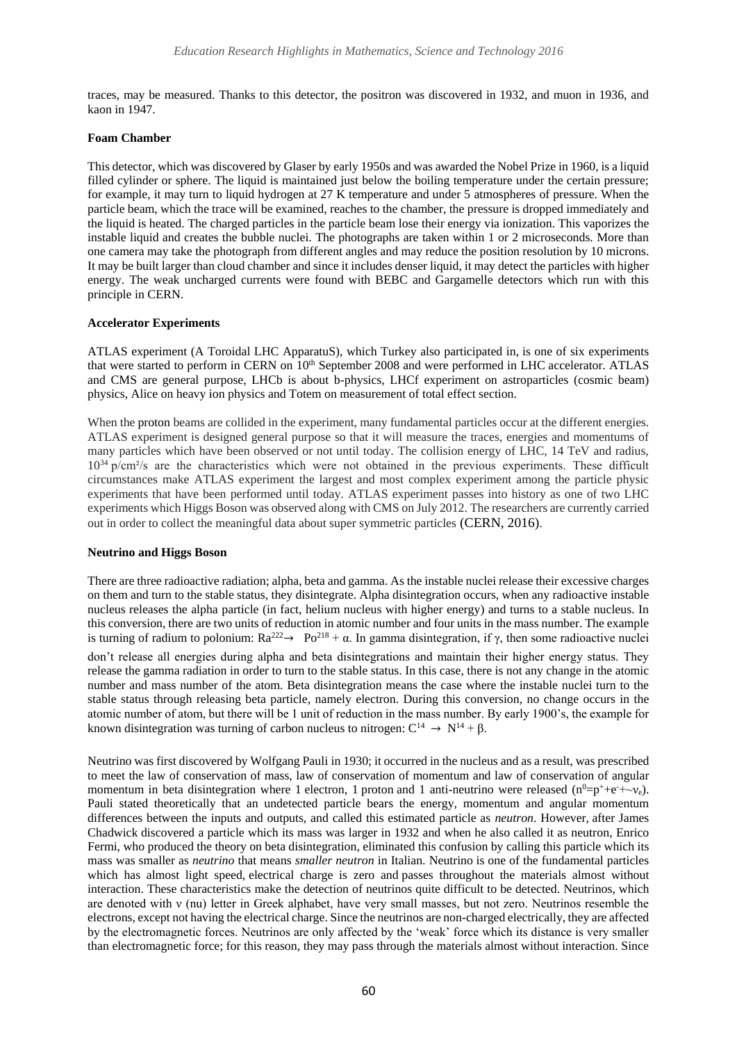traces, may be measured. Thanks to this detector, the positron was discovered in 1932, and muon in 1936, and kaon in 1947.

**Foam Chamber**

This detector, which was discovered by Glaser by early 1950s and was awarded the Nobel Prize in 1960, is a liquid filled cylinder or sphere. The liquid is maintained just below the boiling temperature under the certain pressure; for example, it may turn to liquid hydrogen at 27 K temperature and under 5 atmospheres of pressure. When the particle beam, which the trace will be examined, reaches to the chamber, the pressure is dropped immediately and the liquid is heated. The charged particles in the particle beam lose their energy via ionization. This vaporizes the instable liquid and creates the bubble nuclei. The photographs are taken within 1 or 2 microseconds. More than one camera may take the photograph from different angles and may reduce the position resolution by 10 microns. It may be built larger than cloud chamber and since it includes denser liquid, it may detect the particles with higher energy. The weak uncharged currents were found with BEBC and Gargamelle detectors which run with this principle in CERN.

**Accelerator Experiments**

ATLAS experiment (A Toroidal LHC ApparatuS), which Turkey also participated in, is one of six experiments that were started to perform in CERN on 10th September 2008 and were performed in LHC accelerator. ATLAS and CMS are general purpose, LHCb is about b-physics, LHCf experiment on astroparticles (cosmic beam) physics, Alice on heavy ion physics and Totem on measurement of total effect section.

When the proton beams are collided in the experiment, many fundamental particles occur at the different energies. ATLAS experiment is designed general purpose so that it will measure the traces, energies and momentums of many particles which have been observed or not until today. The collision energy of LHC, 14 TeV and radius, $10^{34}$ p/cm²/s are the characteristics which were not obtained in the previous experiments. These difficult circumstances make ATLAS experiment the largest and most complex experiment among the particle physic experiments that have been performed until today. ATLAS experiment passes into history as one of two LHC experiments which Higgs Boson was observed along with CMS on July 2012. The researchers are currently carried out in order to collect the meaningful data about super symmetric particles (CERN, 2016).

**Neutrino and Higgs Boson**

There are three radioactive radiation; alpha, beta and gamma. As the instable nuclei release their excessive charges on them and turn to the stable status, they disintegrate. Alpha disintegration occurs, when any radioactive instable nucleus releases the alpha particle (in fact, helium nucleus with higher energy) and turns to a stable nucleus. In this conversion, there are two units of reduction in atomic number and four units in the mass number. The example is turning of radium to polonium: $Ra^{222} \rightarrow Po^{218} + \alpha$. In gamma disintegration, if γ, then some radioactive nuclei don't release all energies during alpha and beta disintegrations and maintain their higher energy status. They release the gamma radiation in order to turn to the stable status. In this case, there is not any change in the atomic number and mass number of the atom. Beta disintegration means the case where the instable nuclei turn to the stable status through releasing beta particle, namely electron. During this conversion, no change occurs in the atomic number of atom, but there will be 1 unit of reduction in the mass number. By early 1900's, the example for known disintegration was turning of carbon nucleus to nitrogen: $C^{14} \rightarrow N^{14} + \beta$.

Neutrino was first discovered by Wolfgang Pauli in 1930; it occurred in the nucleus and as a result, was prescribed to meet the law of conservation of mass, law of conservation of momentum and law of conservation of angular momentum in beta disintegration where 1 electron, 1 proton and 1 anti-neutrino were released ($n^0 = p^+ + e^- + \sim\nu_e$). Pauli stated theoretically that an undetected particle bears the energy, momentum and angular momentum differences between the inputs and outputs, and called this estimated particle as *neutron*. However, after James Chadwick discovered a particle which its mass was larger in 1932 and when he also called it as neutron, Enrico Fermi, who produced the theory on beta disintegration, eliminated this confusion by calling this particle which its mass was smaller as *neutrino* that means *smaller neutron* in Italian. Neutrino is one of the fundamental particles which has almost light speed, electrical charge is zero and passes throughout the materials almost without interaction. These characteristics make the detection of neutrinos quite difficult to be detected. Neutrinos, which are denoted with ν (nu) letter in Greek alphabet, have very small masses, but not zero. Neutrinos resemble the electrons, except not having the electrical charge. Since the neutrinos are non-charged electrically, they are affected by the electromagnetic forces. Neutrinos are only affected by the 'weak' force which its distance is very smaller than electromagnetic force; for this reason, they may pass through the materials almost without interaction. Since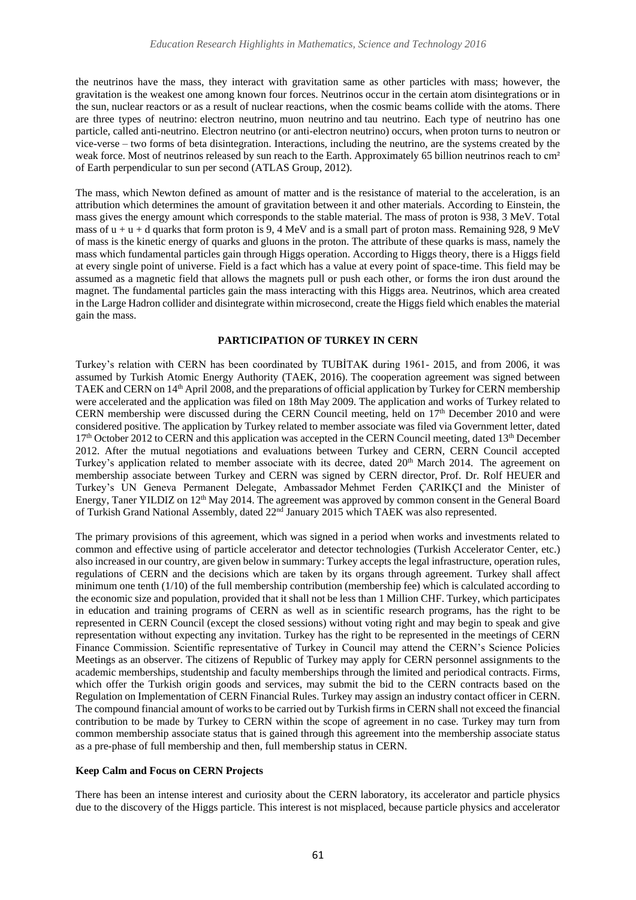the neutrinos have the mass, they interact with gravitation same as other particles with mass; however, the gravitation is the weakest one among known four forces. Neutrinos occur in the certain atom disintegrations or in the sun, nuclear reactors or as a result of nuclear reactions, when the cosmic beams collide with the atoms. There are three types of neutrino: electron neutrino, muon neutrino and tau neutrino. Each type of neutrino has one particle, called anti-neutrino. Electron neutrino (or anti-electron neutrino) occurs, when proton turns to neutron or vice-verse – two forms of beta disintegration. Interactions, including the neutrino, are the systems created by the weak force. Most of neutrinos released by sun reach to the Earth. Approximately 65 billion neutrinos reach to cm² of Earth perpendicular to sun per second (ATLAS Group, 2012).

The mass, which Newton defined as amount of matter and is the resistance of material to the acceleration, is an attribution which determines the amount of gravitation between it and other materials. According to Einstein, the mass gives the energy amount which corresponds to the stable material. The mass of proton is 938, 3 MeV. Total mass of u + u + d quarks that form proton is 9, 4 MeV and is a small part of proton mass. Remaining 928, 9 MeV of mass is the kinetic energy of quarks and gluons in the proton. The attribute of these quarks is mass, namely the mass which fundamental particles gain through Higgs operation. According to Higgs theory, there is a Higgs field at every single point of universe. Field is a fact which has a value at every point of space-time. This field may be assumed as a magnetic field that allows the magnets pull or push each other, or forms the iron dust around the magnet. The fundamental particles gain the mass interacting with this Higgs area. Neutrinos, which area created in the Large Hadron collider and disintegrate within microsecond, create the Higgs field which enables the material gain the mass.

## PARTICIPATION OF TURKEY IN CERN

Turkey's relation with CERN has been coordinated by TUBİTAK during 1961- 2015, and from 2006, it was assumed by Turkish Atomic Energy Authority (TAEK, 2016). The cooperation agreement was signed between TAEK and CERN on 14th April 2008, and the preparations of official application by Turkey for CERN membership were accelerated and the application was filed on 18th May 2009. The application and works of Turkey related to CERN membership were discussed during the CERN Council meeting, held on 17th December 2010 and were considered positive. The application by Turkey related to member associate was filed via Government letter, dated 17th October 2012 to CERN and this application was accepted in the CERN Council meeting, dated 13th December 2012. After the mutual negotiations and evaluations between Turkey and CERN, CERN Council accepted Turkey's application related to member associate with its decree, dated 20th March 2014. The agreement on membership associate between Turkey and CERN was signed by CERN director, Prof. Dr. Rolf HEUER and Turkey's UN Geneva Permanent Delegate, Ambassador Mehmet Ferden ÇARIKÇI and the Minister of Energy, Taner YILDIZ on 12th May 2014. The agreement was approved by common consent in the General Board of Turkish Grand National Assembly, dated 22nd January 2015 which TAEK was also represented.

The primary provisions of this agreement, which was signed in a period when works and investments related to common and effective using of particle accelerator and detector technologies (Turkish Accelerator Center, etc.) also increased in our country, are given below in summary: Turkey accepts the legal infrastructure, operation rules, regulations of CERN and the decisions which are taken by its organs through agreement. Turkey shall affect minimum one tenth (1/10) of the full membership contribution (membership fee) which is calculated according to the economic size and population, provided that it shall not be less than 1 Million CHF. Turkey, which participates in education and training programs of CERN as well as in scientific research programs, has the right to be represented in CERN Council (except the closed sessions) without voting right and may begin to speak and give representation without expecting any invitation. Turkey has the right to be represented in the meetings of CERN Finance Commission. Scientific representative of Turkey in Council may attend the CERN's Science Policies Meetings as an observer. The citizens of Republic of Turkey may apply for CERN personnel assignments to the academic memberships, studentship and faculty memberships through the limited and periodical contracts. Firms, which offer the Turkish origin goods and services, may submit the bid to the CERN contracts based on the Regulation on Implementation of CERN Financial Rules. Turkey may assign an industry contact officer in CERN. The compound financial amount of works to be carried out by Turkish firms in CERN shall not exceed the financial contribution to be made by Turkey to CERN within the scope of agreement in no case. Turkey may turn from common membership associate status that is gained through this agreement into the membership associate status as a pre-phase of full membership and then, full membership status in CERN.

### Keep Calm and Focus on CERN Projects

There has been an intense interest and curiosity about the CERN laboratory, its accelerator and particle physics due to the discovery of the Higgs particle. This interest is not misplaced, because particle physics and accelerator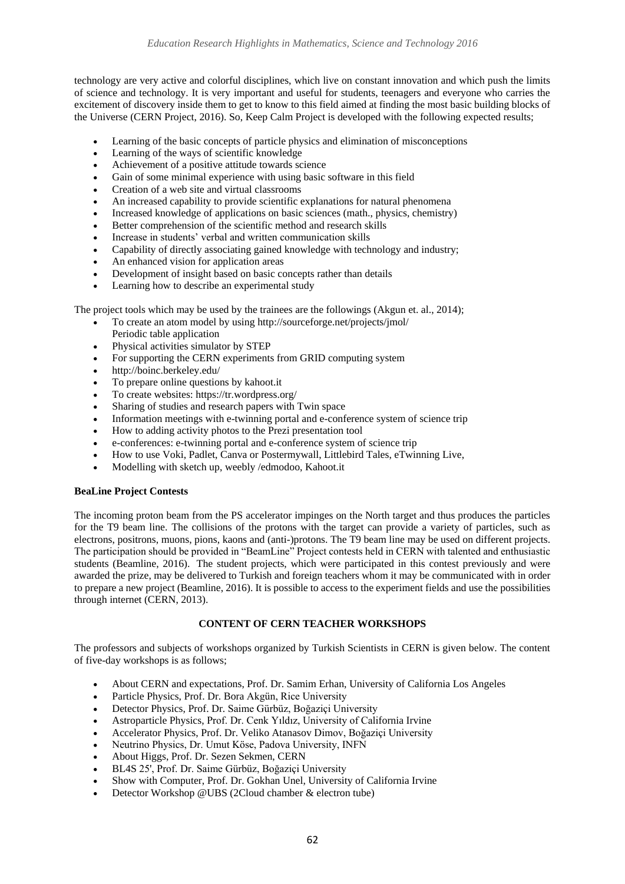technology are very active and colorful disciplines, which live on constant innovation and which push the limits of science and technology. It is very important and useful for students, teenagers and everyone who carries the excitement of discovery inside them to get to know to this field aimed at finding the most basic building blocks of the Universe (CERN Project, 2016). So, Keep Calm Project is developed with the following expected results;

- Learning of the basic concepts of particle physics and elimination of misconceptions
- Learning of the ways of scientific knowledge
- Achievement of a positive attitude towards science
- Gain of some minimal experience with using basic software in this field
- Creation of a web site and virtual classrooms
- An increased capability to provide scientific explanations for natural phenomena
- Increased knowledge of applications on basic sciences (math., physics, chemistry)
- Better comprehension of the scientific method and research skills
- Increase in students' verbal and written communication skills
- Capability of directly associating gained knowledge with technology and industry;
- An enhanced vision for application areas
- Development of insight based on basic concepts rather than details
- Learning how to describe an experimental study

The project tools which may be used by the trainees are the followings (Akgun et. al., 2014);

- To create an atom model by using http://sourceforge.net/projects/jmol/
  Periodic table application
- Physical activities simulator by STEP
- For supporting the CERN experiments from GRID computing system
- http://boinc.berkeley.edu/
- To prepare online questions by kahoot.it
- To create websites: https://tr.wordpress.org/
- Sharing of studies and research papers with Twin space
- Information meetings with e-twinning portal and e-conference system of science trip
- How to adding activity photos to the Prezi presentation tool
- e-conferences: e-twinning portal and e-conference system of science trip
- How to use Voki, Padlet, Canva or Postermywall, Littlebird Tales, eTwinning Live,
- Modelling with sketch up, weebly /edmodoo, Kahoot.it

**BeaLine Project Contests**

The incoming proton beam from the PS accelerator impinges on the North target and thus produces the particles for the T9 beam line. The collisions of the protons with the target can provide a variety of particles, such as electrons, positrons, muons, pions, kaons and (anti-)protons. The T9 beam line may be used on different projects. The participation should be provided in "BeamLine" Project contests held in CERN with talented and enthusiastic students (Beamline, 2016). The student projects, which were participated in this contest previously and were awarded the prize, may be delivered to Turkish and foreign teachers whom it may be communicated with in order to prepare a new project (Beamline, 2016). It is possible to access to the experiment fields and use the possibilities through internet (CERN, 2013).

## CONTENT OF CERN TEACHER WORKSHOPS

The professors and subjects of workshops organized by Turkish Scientists in CERN is given below. The content of five-day workshops is as follows;

- About CERN and expectations, Prof. Dr. Samim Erhan, University of California Los Angeles
- Particle Physics, Prof. Dr. Bora Akgün, Rice University
- Detector Physics, Prof. Dr. Saime Gürbüz, Boğaziçi University
- Astroparticle Physics, Prof. Dr. Cenk Yıldız, University of California Irvine
- Accelerator Physics, Prof. Dr. Veliko Atanasov Dimov, Boğaziçi University
- Neutrino Physics, Dr. Umut Köse, Padova University, INFN
- About Higgs, Prof. Dr. Sezen Sekmen, CERN
- BL4S 25', Prof. Dr. Saime Gürbüz, Boğaziçi University
- Show with Computer, Prof. Dr. Gokhan Unel, University of California Irvine
- Detector Workshop @UBS (2Cloud chamber & electron tube)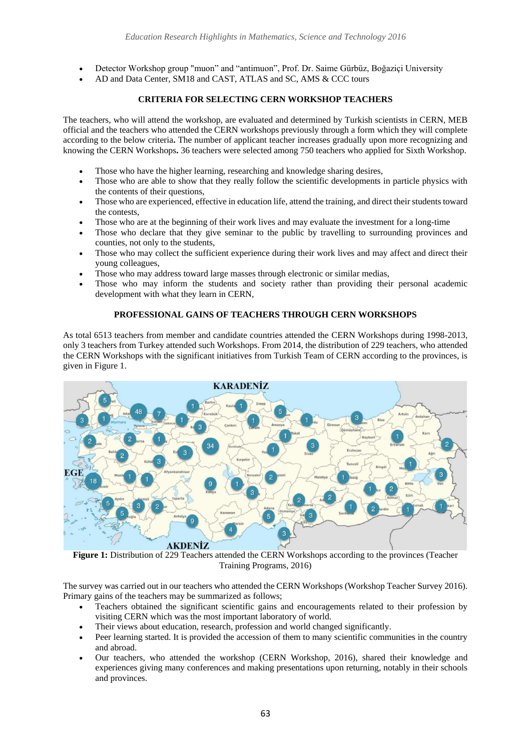- Detector Workshop group "muon" and "antimuon", Prof. Dr. Saime Gürbüz, Boğaziçi University
- AD and Data Center, SM18 and CAST, ATLAS and SC, AMS & CCC tours

## CRITERIA FOR SELECTING CERN WORKSHOP TEACHERS

The teachers, who will attend the workshop, are evaluated and determined by Turkish scientists in CERN, MEB official and the teachers who attended the CERN workshops previously through a form which they will complete according to the below criteria**.** The number of applicant teacher increases gradually upon more recognizing and knowing the CERN Workshops**.** 36 teachers were selected among 750 teachers who applied for Sixth Workshop.

- Those who have the higher learning, researching and knowledge sharing desires,
- Those who are able to show that they really follow the scientific developments in particle physics with the contents of their questions,
- Those who are experienced, effective in education life, attend the training, and direct their students toward the contests,
- Those who are at the beginning of their work lives and may evaluate the investment for a long-time
- Those who declare that they give seminar to the public by travelling to surrounding provinces and counties, not only to the students,
- Those who may collect the sufficient experience during their work lives and may affect and direct their young colleagues,
- Those who may address toward large masses through electronic or similar medias,
- Those who may inform the students and society rather than providing their personal academic development with what they learn in CERN,

## PROFESSIONAL GAINS OF TEACHERS THROUGH CERN WORKSHOPS

As total 6513 teachers from member and candidate countries attended the CERN Workshops during 1998-2013, only 3 teachers from Turkey attended such Workshops. From 2014, the distribution of 229 teachers, who attended the CERN Workshops with the significant initiatives from Turkish Team of CERN according to the provinces, is given in Figure 1.

**Figure 1:** Distribution of 229 Teachers attended the CERN Workshops according to the provinces (Teacher Training Programs, 2016)

The survey was carried out in our teachers who attended the CERN Workshops (Workshop Teacher Survey 2016). Primary gains of the teachers may be summarized as follows;

- Teachers obtained the significant scientific gains and encouragements related to their profession by visiting CERN which was the most important laboratory of world.
- Their views about education, research, profession and world changed significantly.
- Peer learning started. It is provided the accession of them to many scientific communities in the country and abroad.
- Our teachers, who attended the workshop (CERN Workshop, 2016), shared their knowledge and experiences giving many conferences and making presentations upon returning, notably in their schools and provinces.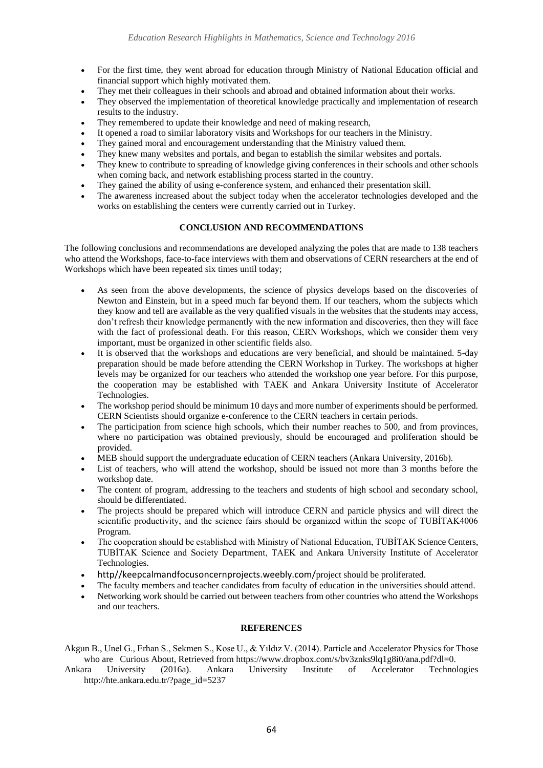- For the first time, they went abroad for education through Ministry of National Education official and financial support which highly motivated them.
- They met their colleagues in their schools and abroad and obtained information about their works.
- They observed the implementation of theoretical knowledge practically and implementation of research results to the industry.
- They remembered to update their knowledge and need of making research,
- It opened a road to similar laboratory visits and Workshops for our teachers in the Ministry.
- They gained moral and encouragement understanding that the Ministry valued them.
- They knew many websites and portals, and began to establish the similar websites and portals.
- They knew to contribute to spreading of knowledge giving conferences in their schools and other schools when coming back, and network establishing process started in the country.
- They gained the ability of using e-conference system, and enhanced their presentation skill.
- The awareness increased about the subject today when the accelerator technologies developed and the works on establishing the centers were currently carried out in Turkey.

## CONCLUSION AND RECOMMENDATIONS

The following conclusions and recommendations are developed analyzing the poles that are made to 138 teachers who attend the Workshops, face-to-face interviews with them and observations of CERN researchers at the end of Workshops which have been repeated six times until today;

- As seen from the above developments, the science of physics develops based on the discoveries of Newton and Einstein, but in a speed much far beyond them. If our teachers, whom the subjects which they know and tell are available as the very qualified visuals in the websites that the students may access, don't refresh their knowledge permanently with the new information and discoveries, then they will face with the fact of professional death. For this reason, CERN Workshops, which we consider them very important, must be organized in other scientific fields also.
- It is observed that the workshops and educations are very beneficial, and should be maintained. 5-day preparation should be made before attending the CERN Workshop in Turkey. The workshops at higher levels may be organized for our teachers who attended the workshop one year before. For this purpose, the cooperation may be established with TAEK and Ankara University Institute of Accelerator Technologies.
- The workshop period should be minimum 10 days and more number of experiments should be performed. CERN Scientists should organize e-conference to the CERN teachers in certain periods.
- The participation from science high schools, which their number reaches to 500, and from provinces, where no participation was obtained previously, should be encouraged and proliferation should be provided.
- MEB should support the undergraduate education of CERN teachers (Ankara University, 2016b).
- List of teachers, who will attend the workshop, should be issued not more than 3 months before the workshop date.
- The content of program, addressing to the teachers and students of high school and secondary school, should be differentiated.
- The projects should be prepared which will introduce CERN and particle physics and will direct the scientific productivity, and the science fairs should be organized within the scope of TUBİTAK4006 Program.
- The cooperation should be established with Ministry of National Education, TUBİTAK Science Centers, TUBİTAK Science and Society Department, TAEK and Ankara University Institute of Accelerator Technologies.
- http//keepcalmandfocusoncernprojects.weebly.com/project should be proliferated.
- The faculty members and teacher candidates from faculty of education in the universities should attend.
- Networking work should be carried out between teachers from other countries who attend the Workshops and our teachers.

## REFERENCES

Akgun B., Unel G., Erhan S., Sekmen S., Kose U., & Yıldız V. (2014). Particle and Accelerator Physics for Those who are Curious About, Retrieved from https://www.dropbox.com/s/bv3znks9lq1g8i0/ana.pdf?dl=0.

Ankara University (2016a). Ankara University Institute of Accelerator Technologies http://hte.ankara.edu.tr/?page_id=5237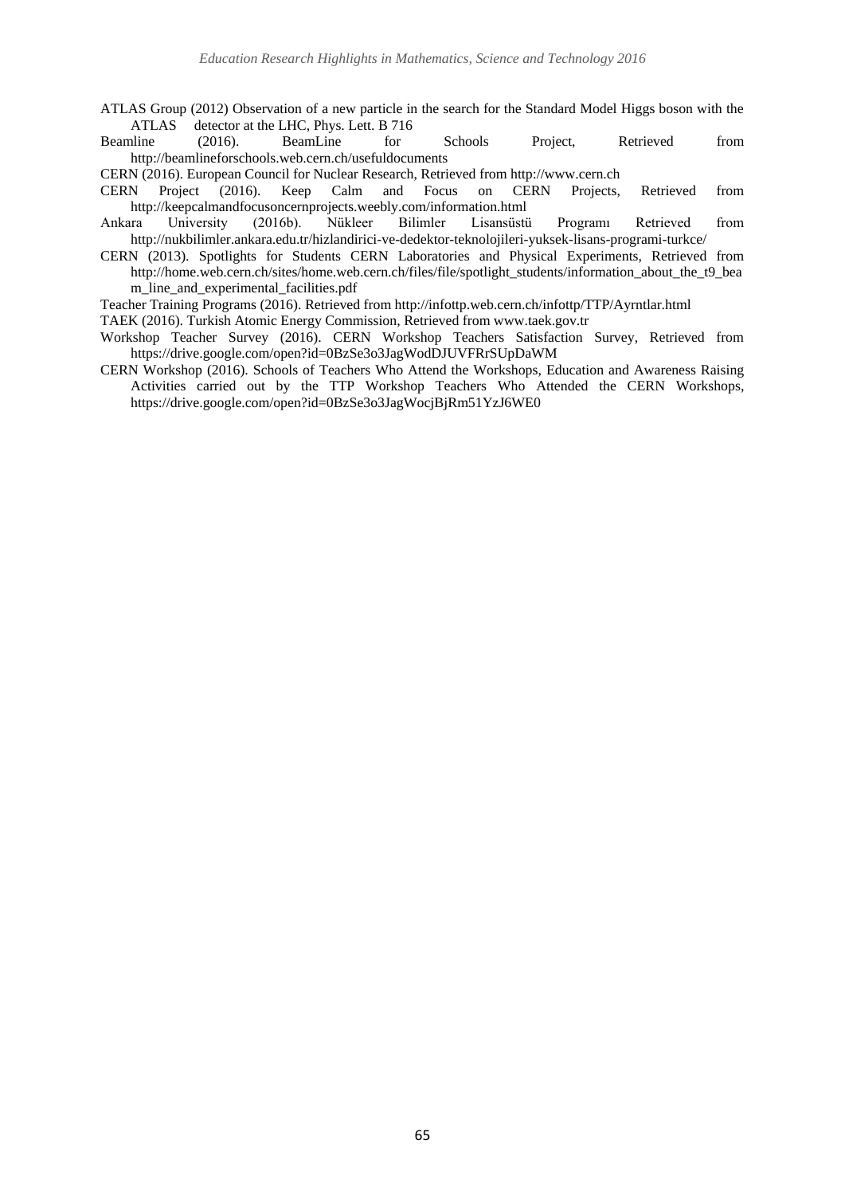ATLAS Group (2012) Observation of a new particle in the search for the Standard Model Higgs boson with the ATLAS detector at the LHC, Phys. Lett. B 716

Beamline (2016). BeamLine for Schools Project, Retrieved from http://beamlineforschools.web.cern.ch/usefuldocuments

CERN (2016). European Council for Nuclear Research, Retrieved from http://www.cern.ch

CERN Project (2016). Keep Calm and Focus on CERN Projects, Retrieved from http://keepcalmandfocusoncernprojects.weebly.com/information.html

Ankara University (2016b). Nükleer Bilimler Lisansüstü Programı Retrieved from http://nukbilimler.ankara.edu.tr/hizlandirici-ve-dedektor-teknolojileri-yuksek-lisans-programi-turkce/

CERN (2013). Spotlights for Students CERN Laboratories and Physical Experiments, Retrieved from http://home.web.cern.ch/sites/home.web.cern.ch/files/file/spotlight_students/information_about_the_t9_beam_line_and_experimental_facilities.pdf

Teacher Training Programs (2016). Retrieved from http://infottp.web.cern.ch/infottp/TTP/Ayrntlar.html

TAEK (2016). Turkish Atomic Energy Commission, Retrieved from www.taek.gov.tr

Workshop Teacher Survey (2016). CERN Workshop Teachers Satisfaction Survey, Retrieved from https://drive.google.com/open?id=0BzSe3o3JagWodDJUVFRrSUpDaWM

CERN Workshop (2016). Schools of Teachers Who Attend the Workshops, Education and Awareness Raising Activities carried out by the TTP Workshop Teachers Who Attended the CERN Workshops, https://drive.google.com/open?id=0BzSe3o3JagWocjBjRm51YzJ6WE0